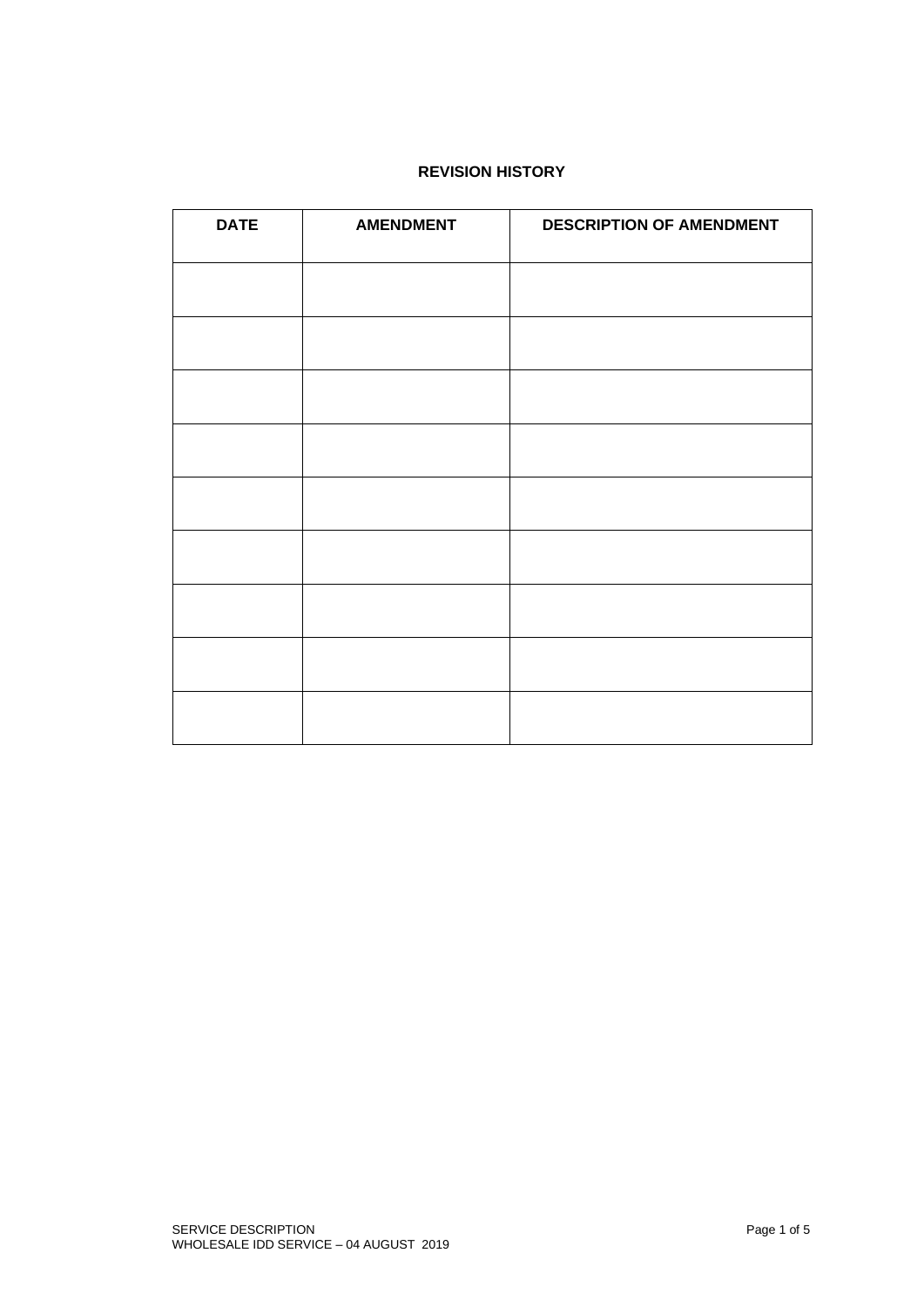**REVISION HISTORY**

| DATE | AMENDMENT | DESCRIPTION OF AMENDMENT |
| --- | --- | --- |
| | | |
| | | |
| | | |
| | | |
| | | |
| | | |
| | | |
| | | |
| | | |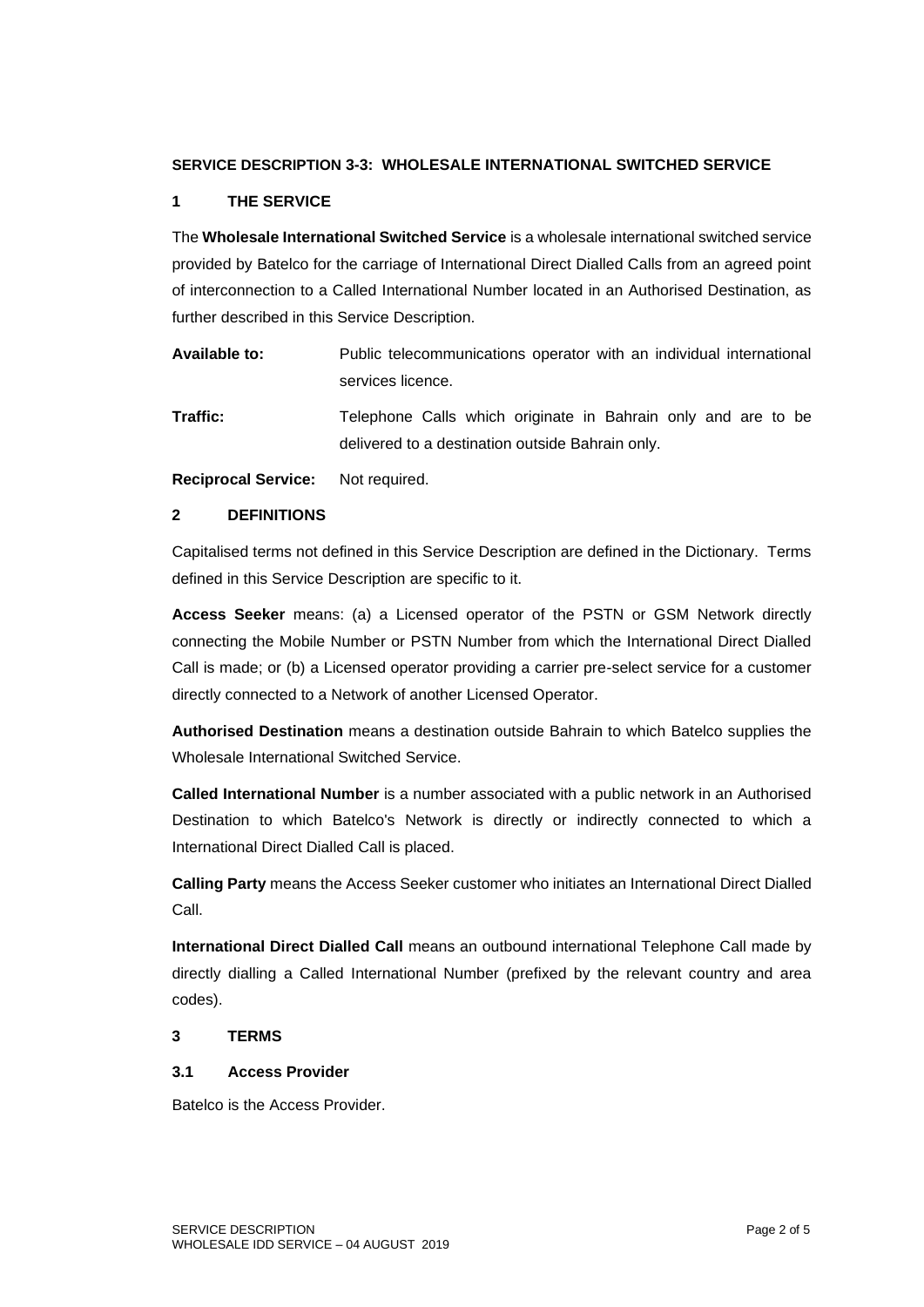**SERVICE DESCRIPTION 3-3: WHOLESALE INTERNATIONAL SWITCHED SERVICE**

## 1 THE SERVICE

The **Wholesale International Switched Service** is a wholesale international switched service provided by Batelco for the carriage of International Direct Dialled Calls from an agreed point of interconnection to a Called International Number located in an Authorised Destination, as further described in this Service Description.

**Available to:** Public telecommunications operator with an individual international services licence.

**Traffic:** Telephone Calls which originate in Bahrain only and are to be delivered to a destination outside Bahrain only.

**Reciprocal Service:** Not required.

## 2 DEFINITIONS

Capitalised terms not defined in this Service Description are defined in the Dictionary. Terms defined in this Service Description are specific to it.

**Access Seeker** means: (a) a Licensed operator of the PSTN or GSM Network directly connecting the Mobile Number or PSTN Number from which the International Direct Dialled Call is made; or (b) a Licensed operator providing a carrier pre-select service for a customer directly connected to a Network of another Licensed Operator.

**Authorised Destination** means a destination outside Bahrain to which Batelco supplies the Wholesale International Switched Service.

**Called International Number** is a number associated with a public network in an Authorised Destination to which Batelco's Network is directly or indirectly connected to which a International Direct Dialled Call is placed.

**Calling Party** means the Access Seeker customer who initiates an International Direct Dialled Call.

**International Direct Dialled Call** means an outbound international Telephone Call made by directly dialling a Called International Number (prefixed by the relevant country and area codes).

## 3 TERMS

### 3.1 Access Provider

Batelco is the Access Provider.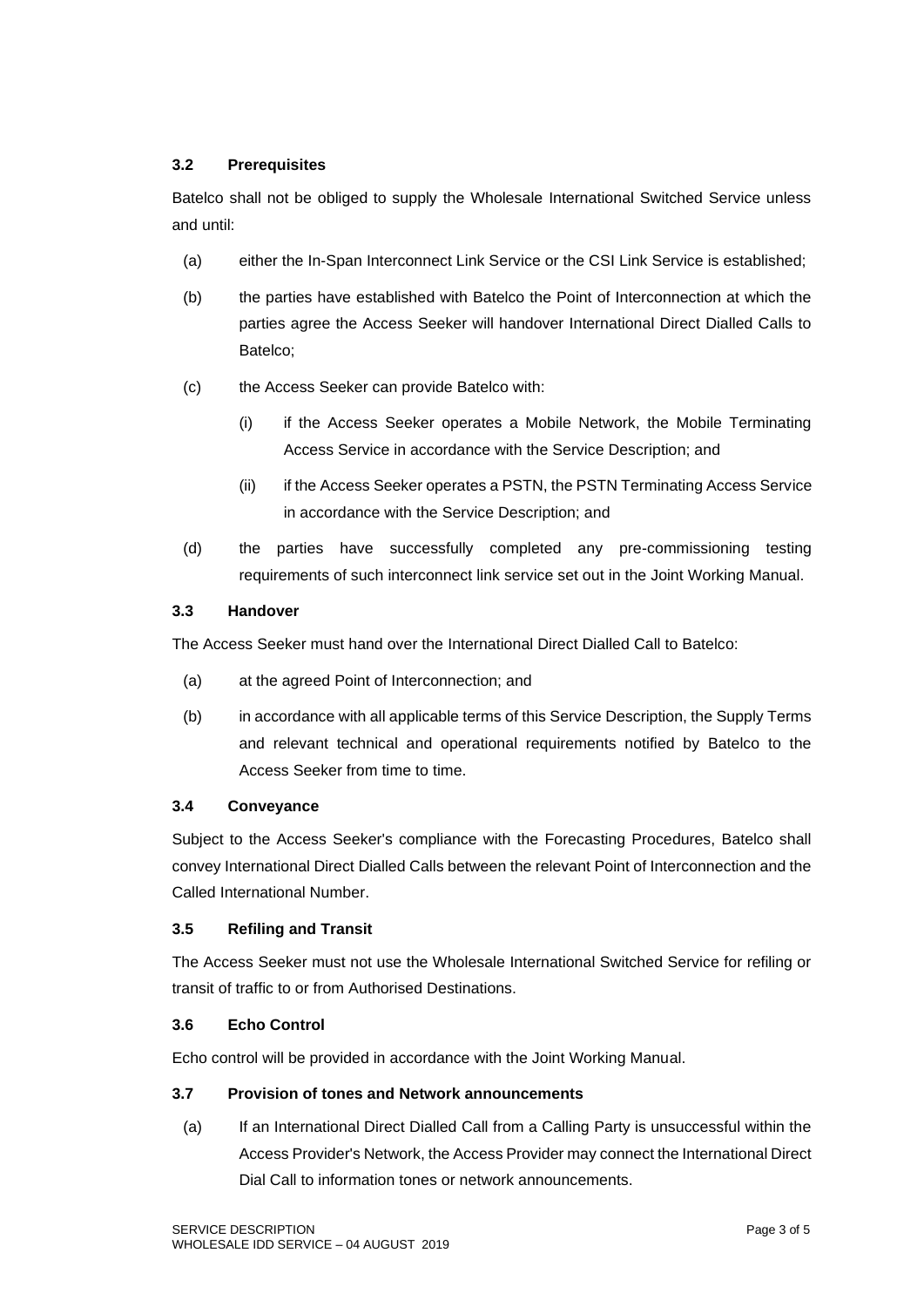### 3.2 Prerequisites

Batelco shall not be obliged to supply the Wholesale International Switched Service unless and until:

(a) either the In-Span Interconnect Link Service or the CSI Link Service is established;

(b) the parties have established with Batelco the Point of Interconnection at which the parties agree the Access Seeker will handover International Direct Dialled Calls to Batelco;

(c) the Access Seeker can provide Batelco with:

  (i) if the Access Seeker operates a Mobile Network, the Mobile Terminating Access Service in accordance with the Service Description; and

  (ii) if the Access Seeker operates a PSTN, the PSTN Terminating Access Service in accordance with the Service Description; and

(d) the parties have successfully completed any pre-commissioning testing requirements of such interconnect link service set out in the Joint Working Manual.

### 3.3 Handover

The Access Seeker must hand over the International Direct Dialled Call to Batelco:

(a) at the agreed Point of Interconnection; and

(b) in accordance with all applicable terms of this Service Description, the Supply Terms and relevant technical and operational requirements notified by Batelco to the Access Seeker from time to time.

### 3.4 Conveyance

Subject to the Access Seeker's compliance with the Forecasting Procedures, Batelco shall convey International Direct Dialled Calls between the relevant Point of Interconnection and the Called International Number.

### 3.5 Refiling and Transit

The Access Seeker must not use the Wholesale International Switched Service for refiling or transit of traffic to or from Authorised Destinations.

### 3.6 Echo Control

Echo control will be provided in accordance with the Joint Working Manual.

### 3.7 Provision of tones and Network announcements

(a) If an International Direct Dialled Call from a Calling Party is unsuccessful within the Access Provider's Network, the Access Provider may connect the International Direct Dial Call to information tones or network announcements.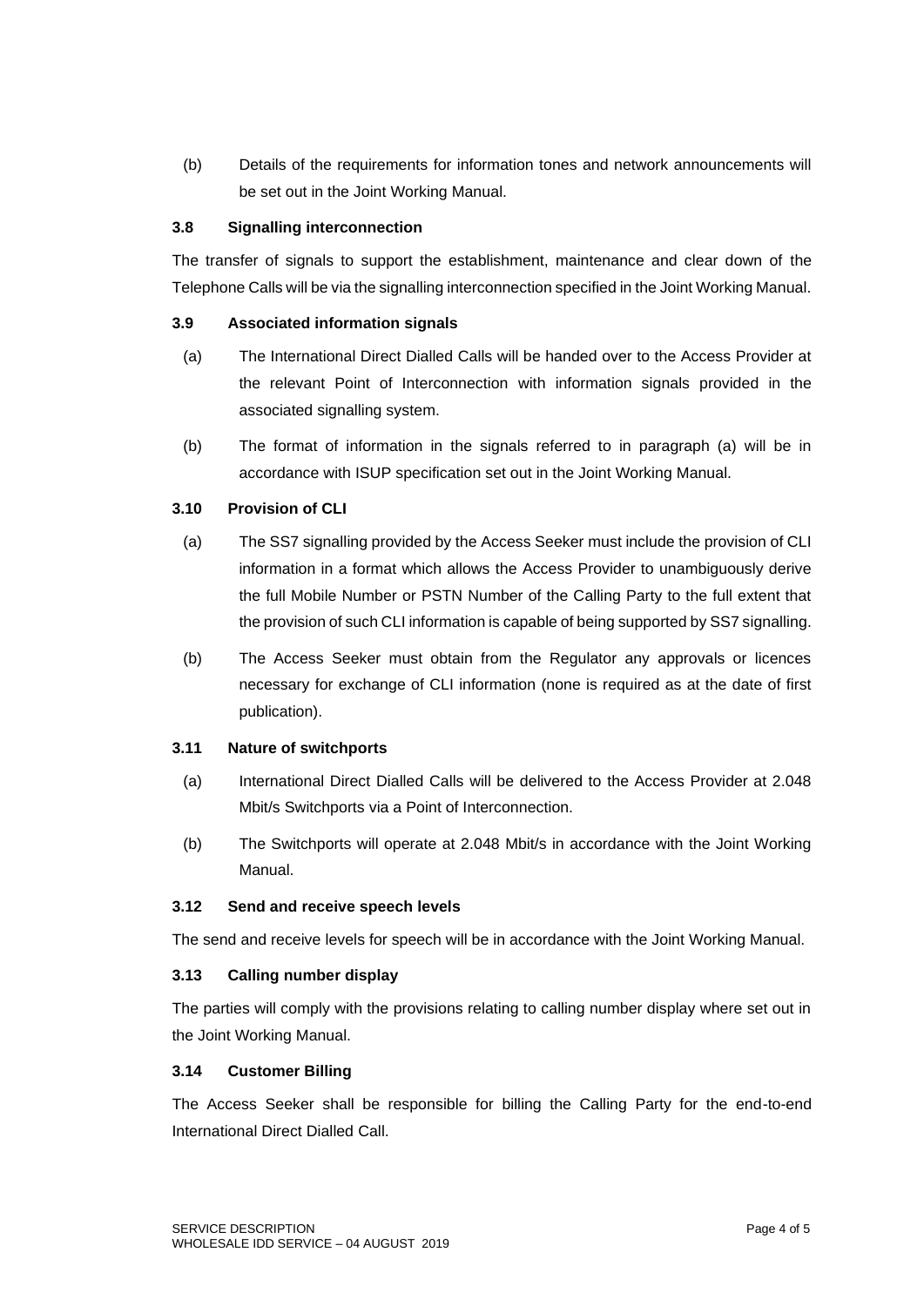(b) Details of the requirements for information tones and network announcements will be set out in the Joint Working Manual.

### 3.8 Signalling interconnection

The transfer of signals to support the establishment, maintenance and clear down of the Telephone Calls will be via the signalling interconnection specified in the Joint Working Manual.

### 3.9 Associated information signals

(a) The International Direct Dialled Calls will be handed over to the Access Provider at the relevant Point of Interconnection with information signals provided in the associated signalling system.

(b) The format of information in the signals referred to in paragraph (a) will be in accordance with ISUP specification set out in the Joint Working Manual.

### 3.10 Provision of CLI

(a) The SS7 signalling provided by the Access Seeker must include the provision of CLI information in a format which allows the Access Provider to unambiguously derive the full Mobile Number or PSTN Number of the Calling Party to the full extent that the provision of such CLI information is capable of being supported by SS7 signalling.

(b) The Access Seeker must obtain from the Regulator any approvals or licences necessary for exchange of CLI information (none is required as at the date of first publication).

### 3.11 Nature of switchports

(a) International Direct Dialled Calls will be delivered to the Access Provider at 2.048 Mbit/s Switchports via a Point of Interconnection.

(b) The Switchports will operate at 2.048 Mbit/s in accordance with the Joint Working Manual.

### 3.12 Send and receive speech levels

The send and receive levels for speech will be in accordance with the Joint Working Manual.

### 3.13 Calling number display

The parties will comply with the provisions relating to calling number display where set out in the Joint Working Manual.

### 3.14 Customer Billing

The Access Seeker shall be responsible for billing the Calling Party for the end-to-end International Direct Dialled Call.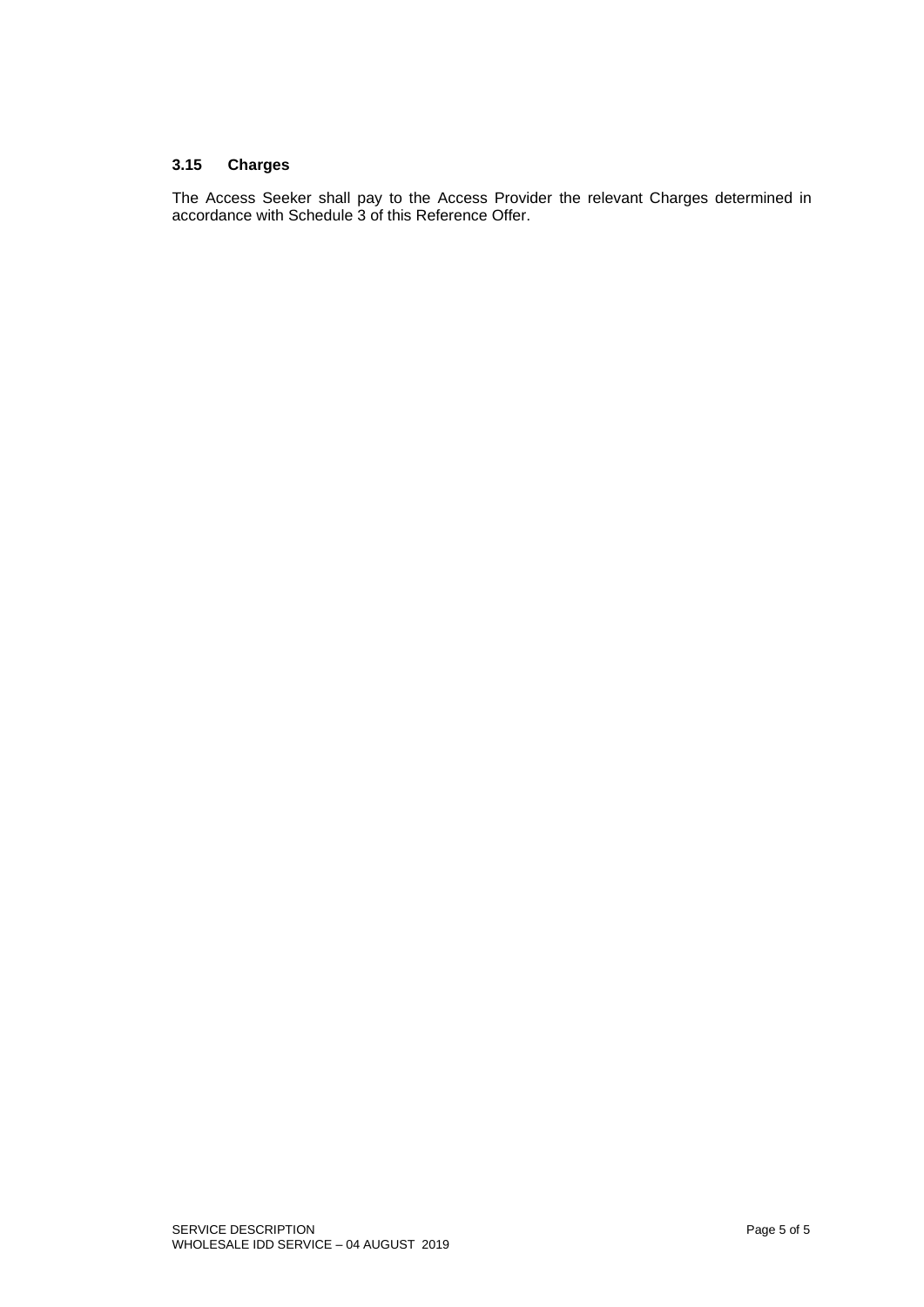### 3.15 Charges

The Access Seeker shall pay to the Access Provider the relevant Charges determined in accordance with Schedule 3 of this Reference Offer.